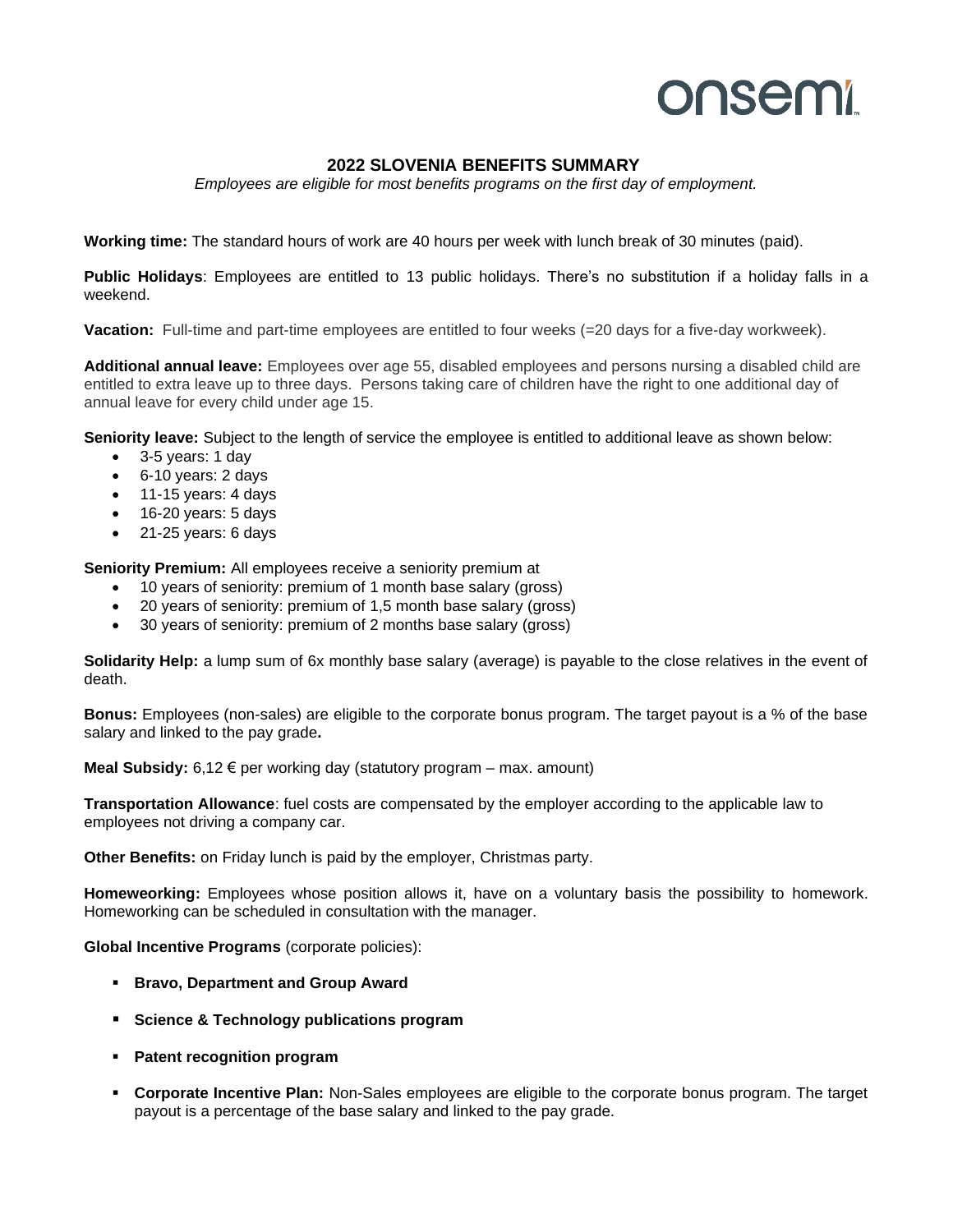onsemi

# 2022 SLOVENIA BENEFITS SUMMARY

*Employees are eligible for most benefits programs on the first day of employment.*

**Working time:** The standard hours of work are 40 hours per week with lunch break of 30 minutes (paid).

**Public Holidays**: Employees are entitled to 13 public holidays. There's no substitution if a holiday falls in a weekend.

**Vacation:** Full-time and part-time employees are entitled to four weeks (=20 days for a five-day workweek).

**Additional annual leave:** Employees over age 55, disabled employees and persons nursing a disabled child are entitled to extra leave up to three days. Persons taking care of children have the right to one additional day of annual leave for every child under age 15.

**Seniority leave:** Subject to the length of service the employee is entitled to additional leave as shown below:

- 3-5 years: 1 day
- 6-10 years: 2 days
- 11-15 years: 4 days
- 16-20 years: 5 days
- 21-25 years: 6 days

**Seniority Premium:** All employees receive a seniority premium at

- 10 years of seniority: premium of 1 month base salary (gross)
- 20 years of seniority: premium of 1,5 month base salary (gross)
- 30 years of seniority: premium of 2 months base salary (gross)

**Solidarity Help:** a lump sum of 6x monthly base salary (average) is payable to the close relatives in the event of death.

**Bonus:** Employees (non-sales) are eligible to the corporate bonus program. The target payout is a % of the base salary and linked to the pay grade**.**

**Meal Subsidy:** 6,12 € per working day (statutory program – max. amount)

**Transportation Allowance**: fuel costs are compensated by the employer according to the applicable law to employees not driving a company car.

**Other Benefits:** on Friday lunch is paid by the employer, Christmas party.

**Homeworking:** Employees whose position allows it, have on a voluntary basis the possibility to homework. Homeworking can be scheduled in consultation with the manager.

**Global Incentive Programs** (corporate policies):

- **Bravo, Department and Group Award**
- **Science & Technology publications program**
- **Patent recognition program**
- **Corporate Incentive Plan:** Non-Sales employees are eligible to the corporate bonus program. The target payout is a percentage of the base salary and linked to the pay grade.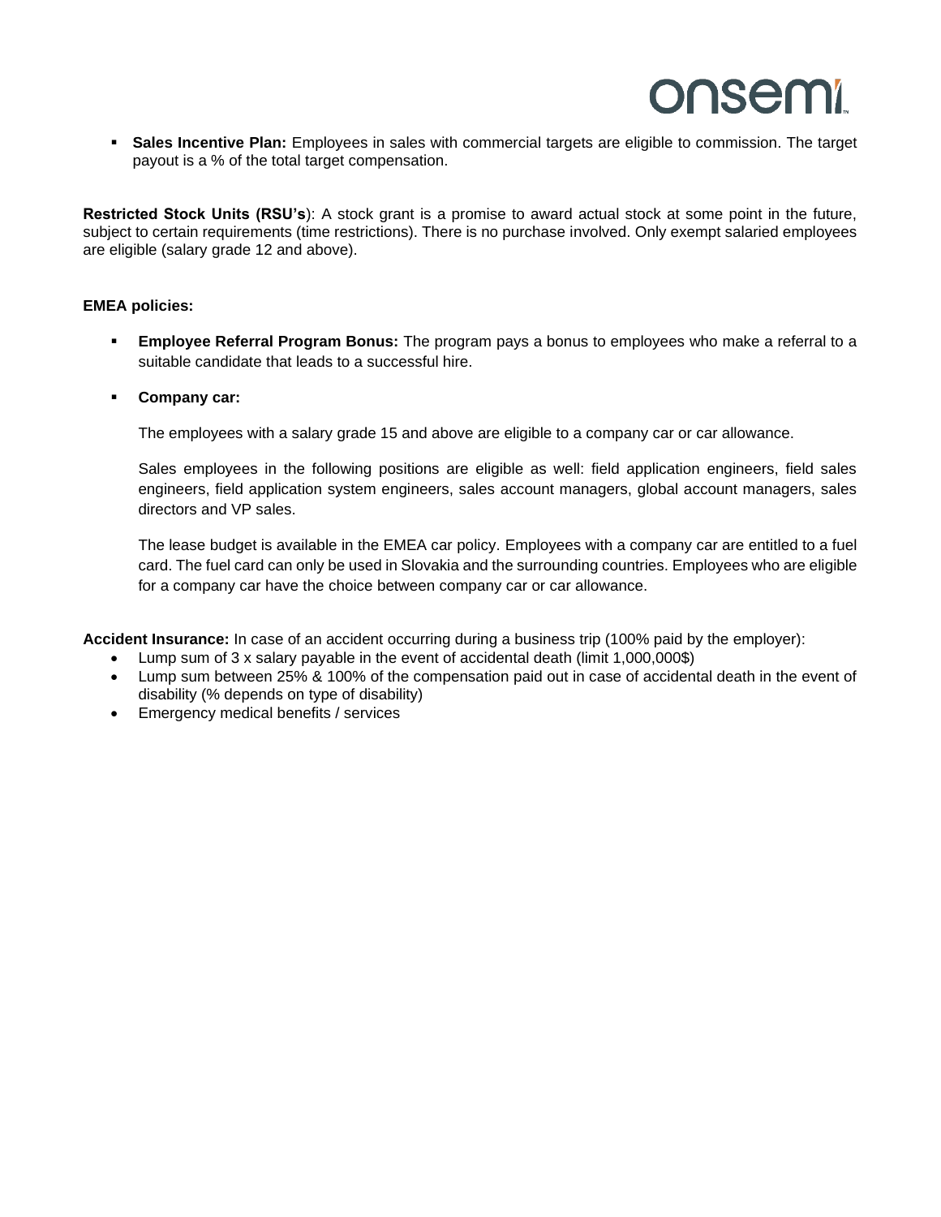- **Sales Incentive Plan:** Employees in sales with commercial targets are eligible to commission. The target payout is a % of the total target compensation.

**Restricted Stock Units (RSU's**): A stock grant is a promise to award actual stock at some point in the future, subject to certain requirements (time restrictions). There is no purchase involved. Only exempt salaried employees are eligible (salary grade 12 and above).

**EMEA policies:**

- **Employee Referral Program Bonus:** The program pays a bonus to employees who make a referral to a suitable candidate that leads to a successful hire.

- **Company car:**

  The employees with a salary grade 15 and above are eligible to a company car or car allowance.

  Sales employees in the following positions are eligible as well: field application engineers, field sales engineers, field application system engineers, sales account managers, global account managers, sales directors and VP sales.

  The lease budget is available in the EMEA car policy. Employees with a company car are entitled to a fuel card. The fuel card can only be used in Slovakia and the surrounding countries. Employees who are eligible for a company car have the choice between company car or car allowance.

**Accident Insurance:** In case of an accident occurring during a business trip (100% paid by the employer):

- Lump sum of 3 x salary payable in the event of accidental death (limit 1,000,000$)
- Lump sum between 25% & 100% of the compensation paid out in case of accidental death in the event of disability (% depends on type of disability)
- Emergency medical benefits / services